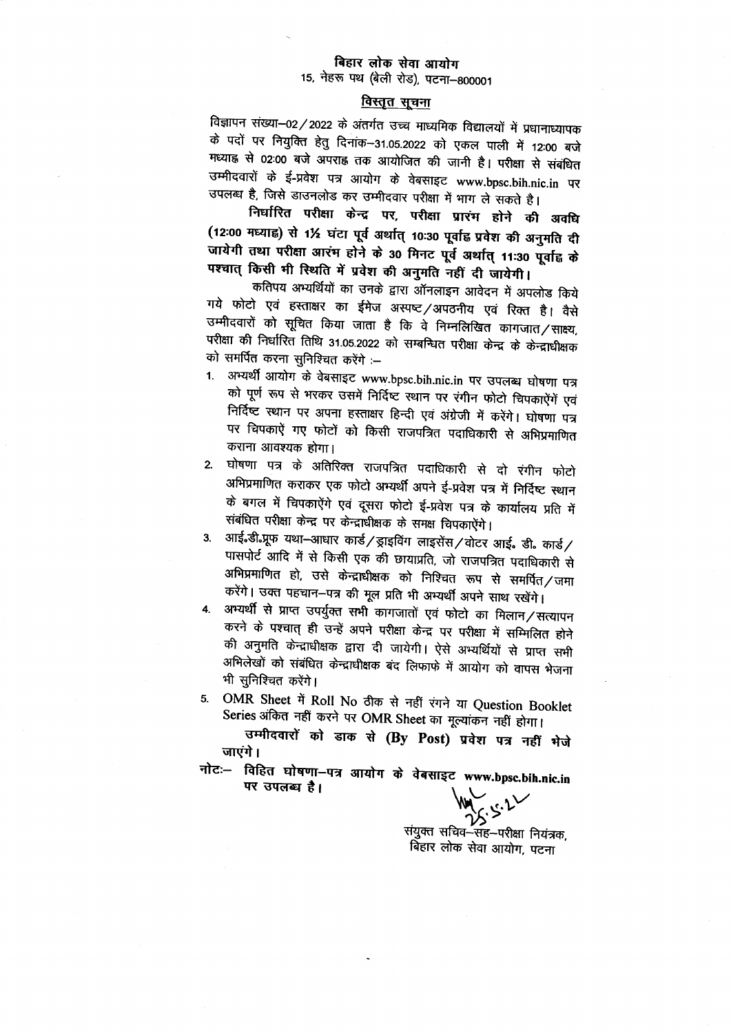# बिहार लोक सेवा आयोग

15, नेहरू पथ (बेली रोड), पटना–800001

## विस्तृत सूचना

विज्ञापन संख्या–02/2022 के अंतर्गत उच्च माध्यमिक विद्यालयों में प्रधानाध्यापक के पदों पर नियुक्ति हेतु दिनांक–31.05.2022 को एकल पाली में 12:00 बजे मध्याह्न से 02:00 बजे अपराह्न तक आयोजित की जानी है। परीक्षा से संबंधित उम्मीदवारों के ई-प्रवेश पत्र आयोग के वेबसाइट www.bpsc.bih.nic.in पर उपलब्ध है, जिसे डाउनलोड कर उम्मीदवार परीक्षा में भाग ले सकते है।

**निर्धारित परीक्षा केन्द्र पर, परीक्षा प्रारंभ होने की अवधि (12:00 मध्याह्न) से 1½ घंटा पूर्व अर्थात् 10:30 पूर्वाह्न प्रवेश की अनुमति दी जायेगी तथा परीक्षा आरंभ होने के 30 मिनट पूर्व अर्थात् 11:30 पूर्वाह्न के पश्चात् किसी भी स्थिति में प्रवेश की अनुमति नहीं दी जायेगी।**

कतिपय अभ्यर्थियों का उनके द्वारा ऑनलाइन आवेदन में अपलोड किये गये फोटो एवं हस्ताक्षर का ईमेज अस्पष्ट/अपठनीय एवं रिक्त है। वैसे उम्मीदवारों को सूचित किया जाता है कि वे निम्नलिखित कागजात/साक्ष्य, परीक्षा की निर्धारित तिथि 31.05.2022 को सम्बन्धित परीक्षा केन्द्र के केन्द्राधीक्षक को समर्पित करना सुनिश्चित करेंगे :–

1. अभ्यर्थी आयोग के वेबसाइट www.bpsc.bih.nic.in पर उपलब्ध घोषणा पत्र को पूर्ण रूप से भरकर उसमें निर्दिष्ट स्थान पर रंगीन फोटो चिपकाऐंगें एवं निर्दिष्ट स्थान पर अपना हस्ताक्षर हिन्दी एवं अंग्रेजी में करेंगे। घोषणा पत्र पर चिपकाऐं गए फोटों को किसी राजपत्रित पदाधिकारी से अभिप्रमाणित कराना आवश्यक होगा।
2. घोषणा पत्र के अतिरिक्त राजपत्रित पदाधिकारी से दो रंगीन फोटो अभिप्रमाणित कराकर एक फोटो अभ्यर्थी अपने ई-प्रवेश पत्र में निर्दिष्ट स्थान के बगल में चिपकाऐंगे एवं दूसरा फोटो ई-प्रवेश पत्र के कार्यालय प्रति में संबंधित परीक्षा केन्द्र पर केन्द्राधीक्षक के समक्ष चिपकाऐंगे।
3. आई॰डी॰प्रूफ यथा–आधार कार्ड/ड्राइविंग लाइसेंस/वोटर आई॰ डी॰ कार्ड/पासपोर्ट आदि में से किसी एक की छायाप्रति, जो राजपत्रित पदाधिकारी से अभिप्रमाणित हो, उसे केन्द्राधीक्षक को निश्चित रूप से समर्पित/जमा करेंगे। उक्त पहचान–पत्र की मूल प्रति भी अभ्यर्थी अपने साथ रखेंगे।
4. अभ्यर्थी से प्राप्त उपर्युक्त सभी कागजातों एवं फोटो का मिलान/सत्यापन करने के पश्चात् ही उन्हें अपने परीक्षा केन्द्र पर परीक्षा में सम्मिलित होने की अनुमति केन्द्राधीक्षक द्वारा दी जायेगी। ऐसे अभ्यर्थियों से प्राप्त सभी अभिलेखों को संबंधित केन्द्राधीक्षक बंद लिफाफे में आयोग को वापस भेजना भी सुनिश्चित करेंगे।
5. OMR Sheet में Roll No ठीक से नहीं रंगने या Question Booklet Series अंकित नहीं करने पर OMR Sheet का मूल्यांकन नहीं होगा।

**उम्मीदवारों को डाक से (By Post) प्रवेश पत्र नहीं भेजे जाएंगे।**

**नोटः– विहित घोषणा–पत्र आयोग के वेबसाइट www.bpsc.bih.nic.in पर उपलब्ध है।**

25.5.22

संयुक्त सचिव–सह–परीक्षा नियंत्रक,
बिहार लोक सेवा आयोग, पटना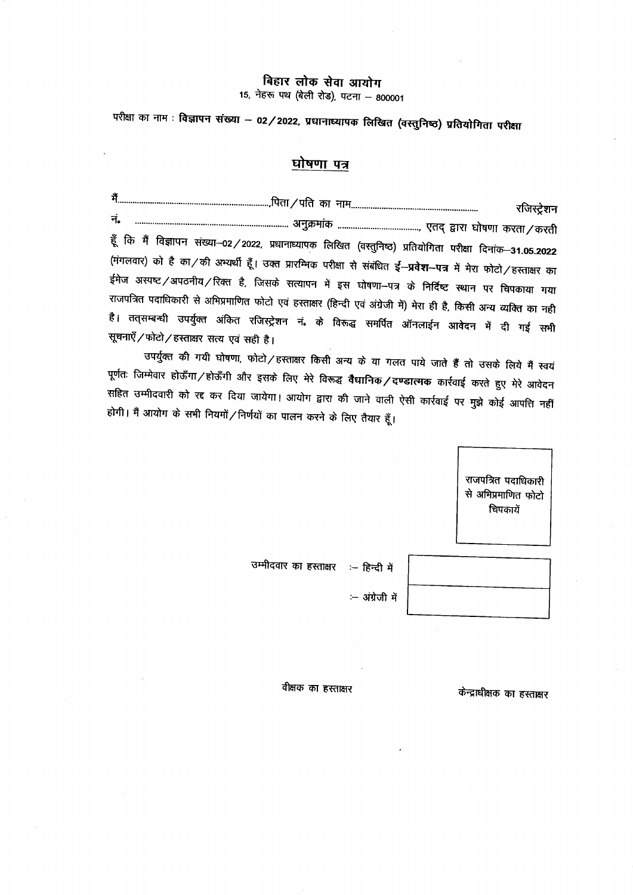**बिहार लोक सेवा आयोग**
15, नेहरू पथ (बेली रोड), पटना – 800001

परीक्षा का नाम : **विज्ञापन संख्या – 02/2022, प्रधानाध्यापक लिखित (वस्तुनिष्ठ) प्रतियोगिता परीक्षा**

## घोषणा पत्र

मैं.........................................................................,पिता/पति का नाम........................................................... रजिस्ट्रेशन नं. ........................................................................ अनुक्रमांक ......................................, एतद् द्वारा घोषणा करता/करती हूँ कि मैं विज्ञापन संख्या–02/2022, प्रधानाध्यापक लिखित (वस्तुनिष्ठ) प्रतियोगिता परीक्षा दिनांक–**31.05.2022** (मंगलवार) को है का/की अभ्यर्थी हूँ। उक्त प्रारम्भिक परीक्षा से संबंधित **ई–प्रवेश–पत्र** में मेरा फोटो/हस्ताक्षर का ईमेज अस्पष्ट/अपठनीय/रिक्त है, जिसके सत्यापन में इस घोषणा–पत्र के निर्दिष्ट स्थान पर चिपकाया गया राजपत्रित पदाधिकारी से अभिप्रमाणित फोटो एवं हस्ताक्षर (हिन्दी एवं अंग्रेजी में) मेरा ही है, किसी अन्य व्यक्ति का नही है। तत्सम्बन्धी उपर्युक्त अंकित रजिस्ट्रेशन नं. के विरूद्ध समर्पित ऑनलाईन आवेदन में दी गई सभी सूचनाएँ/फोटो/हस्ताक्षर सत्य एवं सही है।

उपर्युक्त की गयी घोषणा, फोटो/हस्ताक्षर किसी अन्य के या गलत पाये जाते हैं तो उसके लिये मैं स्वयं पूर्णतः जिम्मेवार होऊँगा/होऊँगी और इसके लिए मेरे विरूद्ध **वैधानिक/दण्डात्मक** कार्रवाई करते हुए मेरे आवेदन सहित उम्मीदवारी को रद्द कर दिया जायेगा। आयोग द्वारा की जाने वाली ऐसी कार्रवाई पर मुझे कोई आपत्ति नहीं होगी। मैं आयोग के सभी नियमों/निर्णयों का पालन करने के लिए तैयार हूँ।

राजपत्रित पदाधिकारी से अभिप्रमाणित फोटो चिपकायें

उम्मीदवार का हस्ताक्षर :– हिन्दी में

:– अंग्रेजी में

वीक्षक का हस्ताक्षर

केन्द्राधीक्षक का हस्ताक्षर